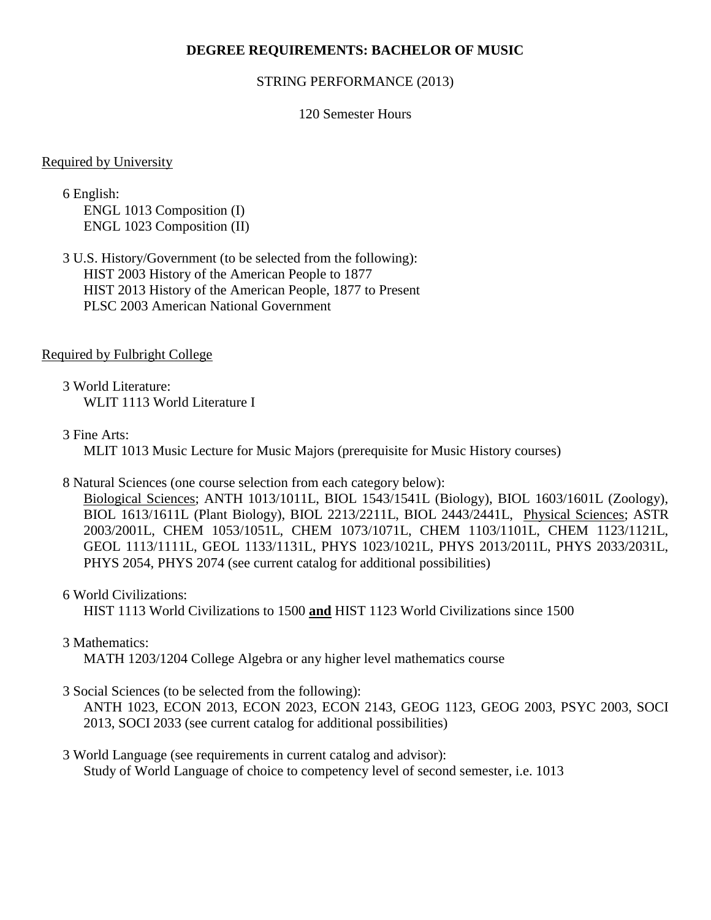# DEGREE REQUIREMENTS: BACHELOR OF MUSIC

STRING PERFORMANCE (2013)

120 Semester Hours

<u>Required by University</u>

6 English:
ENGL 1013 Composition (I)
ENGL 1023 Composition (II)

3 U.S. History/Government (to be selected from the following):
HIST 2003 History of the American People to 1877
HIST 2013 History of the American People, 1877 to Present
PLSC 2003 American National Government

<u>Required by Fulbright College</u>

3 World Literature:
WLIT 1113 World Literature I

3 Fine Arts:
MLIT 1013 Music Lecture for Music Majors (prerequisite for Music History courses)

8 Natural Sciences (one course selection from each category below):
<u>Biological Sciences</u>; ANTH 1013/1011L, BIOL 1543/1541L (Biology), BIOL 1603/1601L (Zoology), BIOL 1613/1611L (Plant Biology), BIOL 2213/2211L, BIOL 2443/2441L, <u>Physical Sciences</u>; ASTR 2003/2001L, CHEM 1053/1051L, CHEM 1073/1071L, CHEM 1103/1101L, CHEM 1123/1121L, GEOL 1113/1111L, GEOL 1133/1131L, PHYS 1023/1021L, PHYS 2013/2011L, PHYS 2033/2031L, PHYS 2054, PHYS 2074 (see current catalog for additional possibilities)

6 World Civilizations:
HIST 1113 World Civilizations to 1500 **<u>and</u>** HIST 1123 World Civilizations since 1500

3 Mathematics:
MATH 1203/1204 College Algebra or any higher level mathematics course

3 Social Sciences (to be selected from the following):
ANTH 1023, ECON 2013, ECON 2023, ECON 2143, GEOG 1123, GEOG 2003, PSYC 2003, SOCI 2013, SOCI 2033 (see current catalog for additional possibilities)

3 World Language (see requirements in current catalog and advisor):
Study of World Language of choice to competency level of second semester, i.e. 1013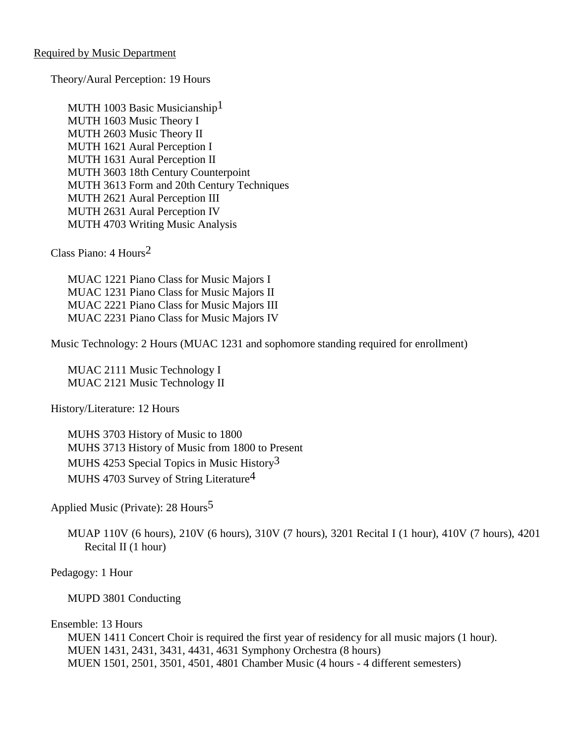Required by Music Department

Theory/Aural Perception: 19 Hours

MUTH 1003 Basic Musicianship[1]
MUTH 1603 Music Theory I
MUTH 2603 Music Theory II
MUTH 1621 Aural Perception I
MUTH 1631 Aural Perception II
MUTH 3603 18th Century Counterpoint
MUTH 3613 Form and 20th Century Techniques
MUTH 2621 Aural Perception III
MUTH 2631 Aural Perception IV
MUTH 4703 Writing Music Analysis

Class Piano: 4 Hours[2]

MUAC 1221 Piano Class for Music Majors I
MUAC 1231 Piano Class for Music Majors II
MUAC 2221 Piano Class for Music Majors III
MUAC 2231 Piano Class for Music Majors IV

Music Technology: 2 Hours (MUAC 1231 and sophomore standing required for enrollment)

MUAC 2111 Music Technology I
MUAC 2121 Music Technology II

History/Literature: 12 Hours

MUHS 3703 History of Music to 1800
MUHS 3713 History of Music from 1800 to Present
MUHS 4253 Special Topics in Music History[3]
MUHS 4703 Survey of String Literature[4]

Applied Music (Private): 28 Hours[5]

MUAP 110V (6 hours), 210V (6 hours), 310V (7 hours), 3201 Recital I (1 hour), 410V (7 hours), 4201 Recital II (1 hour)

Pedagogy: 1 Hour

MUPD 3801 Conducting

Ensemble: 13 Hours

MUEN 1411 Concert Choir is required the first year of residency for all music majors (1 hour).
MUEN 1431, 2431, 3431, 4431, 4631 Symphony Orchestra (8 hours)
MUEN 1501, 2501, 3501, 4501, 4801 Chamber Music (4 hours - 4 different semesters)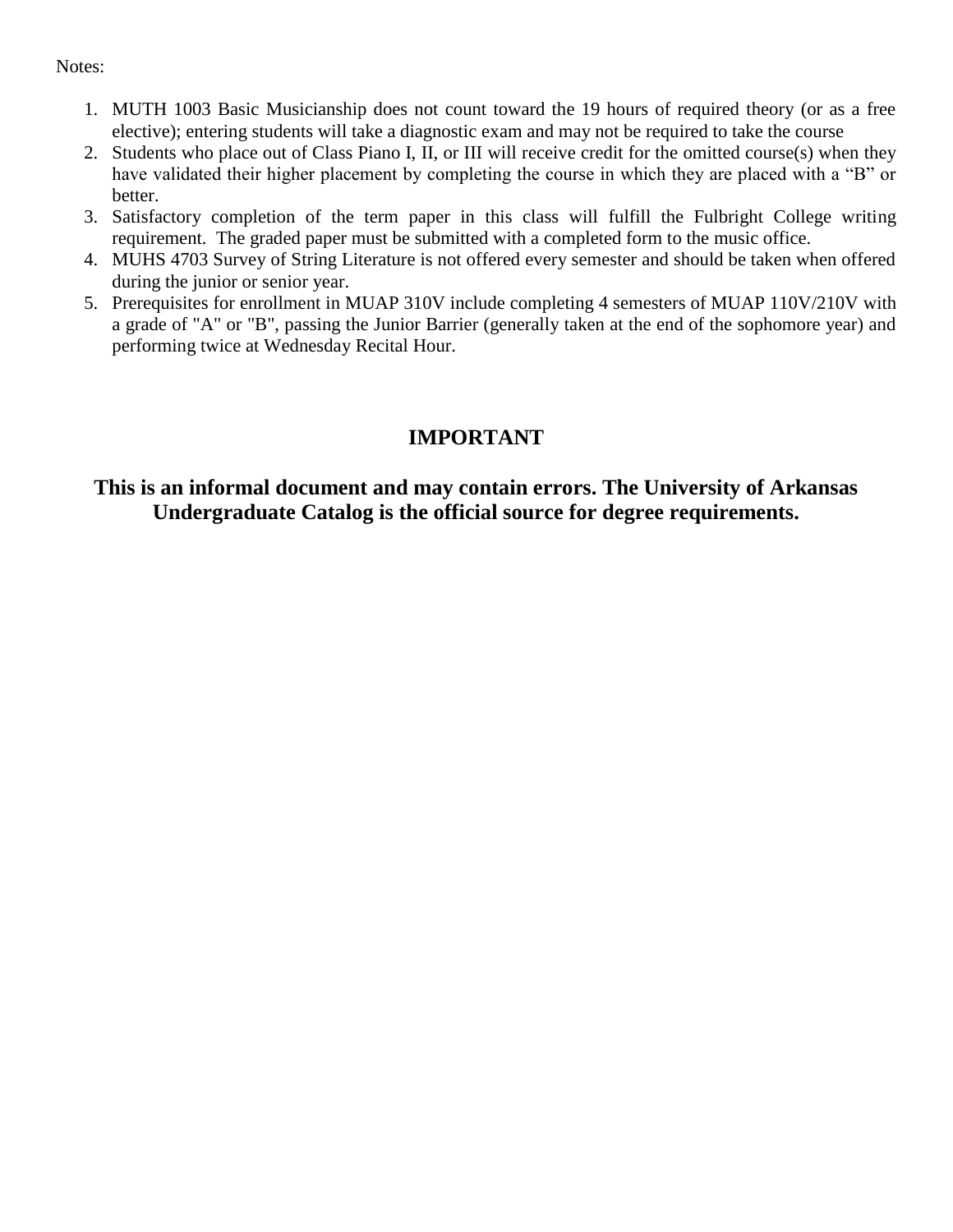Notes:

1. MUTH 1003 Basic Musicianship does not count toward the 19 hours of required theory (or as a free elective); entering students will take a diagnostic exam and may not be required to take the course
2. Students who place out of Class Piano I, II, or III will receive credit for the omitted course(s) when they have validated their higher placement by completing the course in which they are placed with a "B" or better.
3. Satisfactory completion of the term paper in this class will fulfill the Fulbright College writing requirement. The graded paper must be submitted with a completed form to the music office.
4. MUHS 4703 Survey of String Literature is not offered every semester and should be taken when offered during the junior or senior year.
5. Prerequisites for enrollment in MUAP 310V include completing 4 semesters of MUAP 110V/210V with a grade of "A" or "B", passing the Junior Barrier (generally taken at the end of the sophomore year) and performing twice at Wednesday Recital Hour.

## IMPORTANT

**This is an informal document and may contain errors. The University of Arkansas Undergraduate Catalog is the official source for degree requirements.**